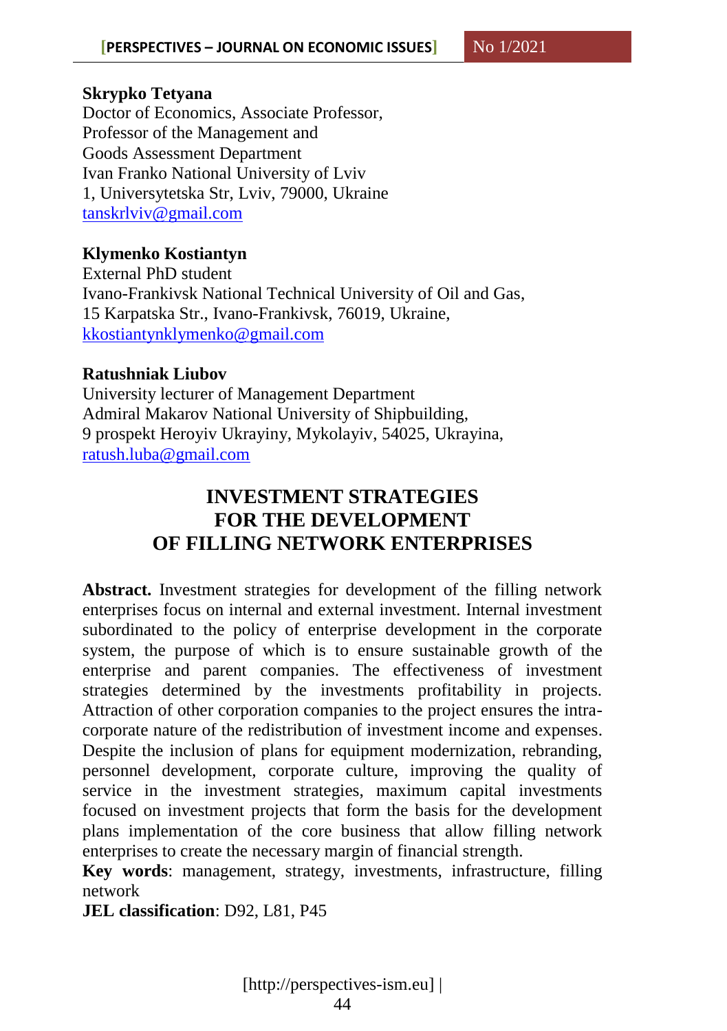**Skrypko Tetyana**
Doctor of Economics, Associate Professor,
Professor of the Management and
Goods Assessment Department
Ivan Franko National University of Lviv
1, Universytetska Str, Lviv, 79000, Ukraine
tanskrlviv@gmail.com

**Klymenko Kostiantyn**
External PhD student
Ivano-Frankivsk National Technical University of Oil and Gas,
15 Karpatska Str., Ivano-Frankivsk, 76019, Ukraine,
kkostiantynklymenko@gmail.com

**Ratushniak Liubov**
University lecturer of Management Department
Admiral Makarov National University of Shipbuilding,
9 prospekt Heroyiv Ukrayiny, Mykolayiv, 54025, Ukrayina,
ratush.luba@gmail.com

# INVESTMENT STRATEGIES FOR THE DEVELOPMENT OF FILLING NETWORK ENTERPRISES

**Abstract.** Investment strategies for development of the filling network enterprises focus on internal and external investment. Internal investment subordinated to the policy of enterprise development in the corporate system, the purpose of which is to ensure sustainable growth of the enterprise and parent companies. The effectiveness of investment strategies determined by the investments profitability in projects. Attraction of other corporation companies to the project ensures the intra-corporate nature of the redistribution of investment income and expenses. Despite the inclusion of plans for equipment modernization, rebranding, personnel development, corporate culture, improving the quality of service in the investment strategies, maximum capital investments focused on investment projects that form the basis for the development plans implementation of the core business that allow filling network enterprises to create the necessary margin of financial strength.

**Key words**: management, strategy, investments, infrastructure, filling network

**JEL classification**: D92, L81, P45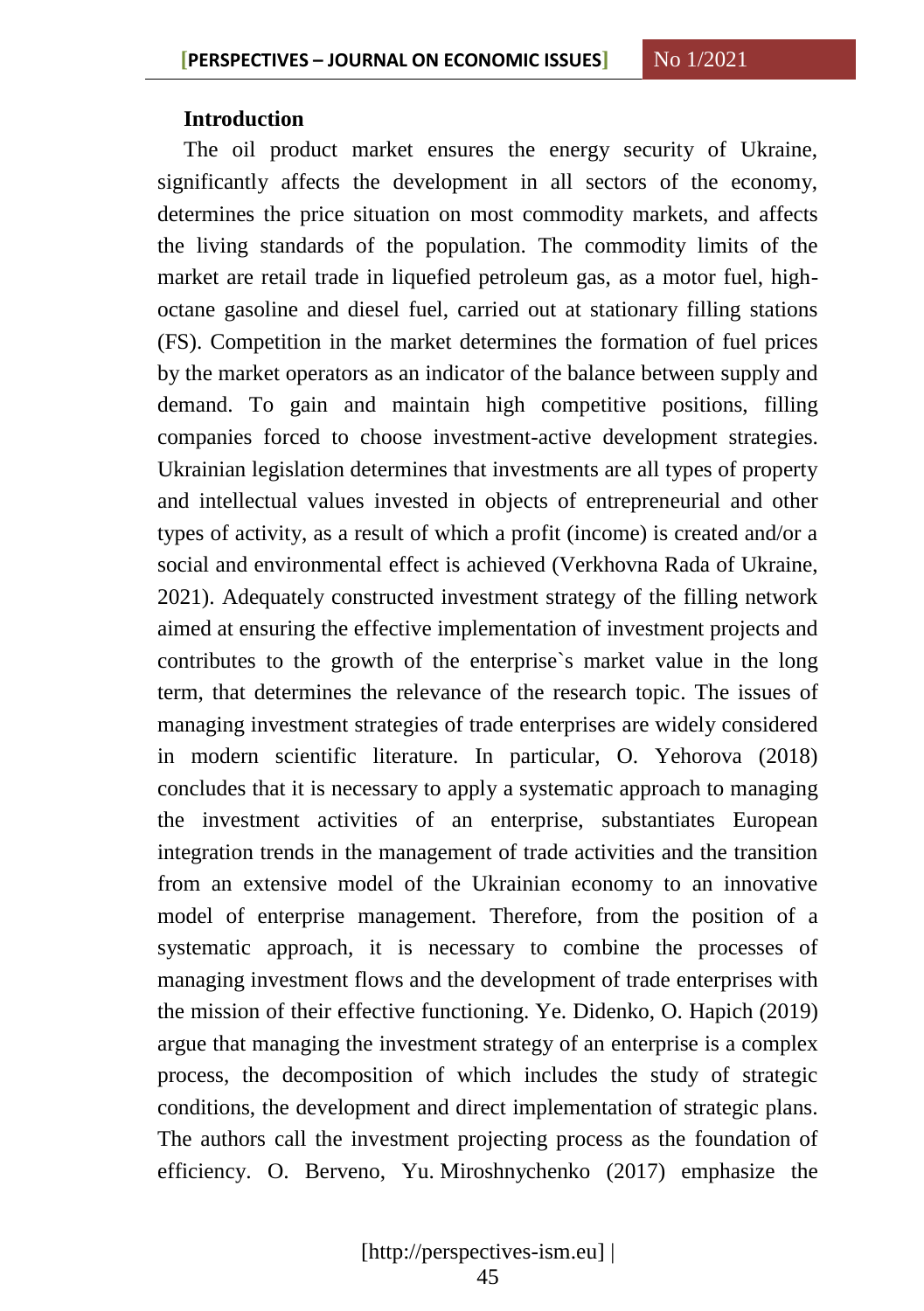## Introduction

The oil product market ensures the energy security of Ukraine, significantly affects the development in all sectors of the economy, determines the price situation on most commodity markets, and affects the living standards of the population. The commodity limits of the market are retail trade in liquefied petroleum gas, as a motor fuel, high-octane gasoline and diesel fuel, carried out at stationary filling stations (FS). Competition in the market determines the formation of fuel prices by the market operators as an indicator of the balance between supply and demand. To gain and maintain high competitive positions, filling companies forced to choose investment-active development strategies. Ukrainian legislation determines that investments are all types of property and intellectual values invested in objects of entrepreneurial and other types of activity, as a result of which a profit (income) is created and/or a social and environmental effect is achieved (Verkhovna Rada of Ukraine, 2021). Adequately constructed investment strategy of the filling network aimed at ensuring the effective implementation of investment projects and contributes to the growth of the enterprise`s market value in the long term, that determines the relevance of the research topic. The issues of managing investment strategies of trade enterprises are widely considered in modern scientific literature. In particular, O. Yehorova (2018) concludes that it is necessary to apply a systematic approach to managing the investment activities of an enterprise, substantiates European integration trends in the management of trade activities and the transition from an extensive model of the Ukrainian economy to an innovative model of enterprise management. Therefore, from the position of a systematic approach, it is necessary to combine the processes of managing investment flows and the development of trade enterprises with the mission of their effective functioning. Ye. Didenko, O. Hapich (2019) argue that managing the investment strategy of an enterprise is a complex process, the decomposition of which includes the study of strategic conditions, the development and direct implementation of strategic plans. The authors call the investment projecting process as the foundation of efficiency. O. Berveno, Yu. Miroshnychenko (2017) emphasize the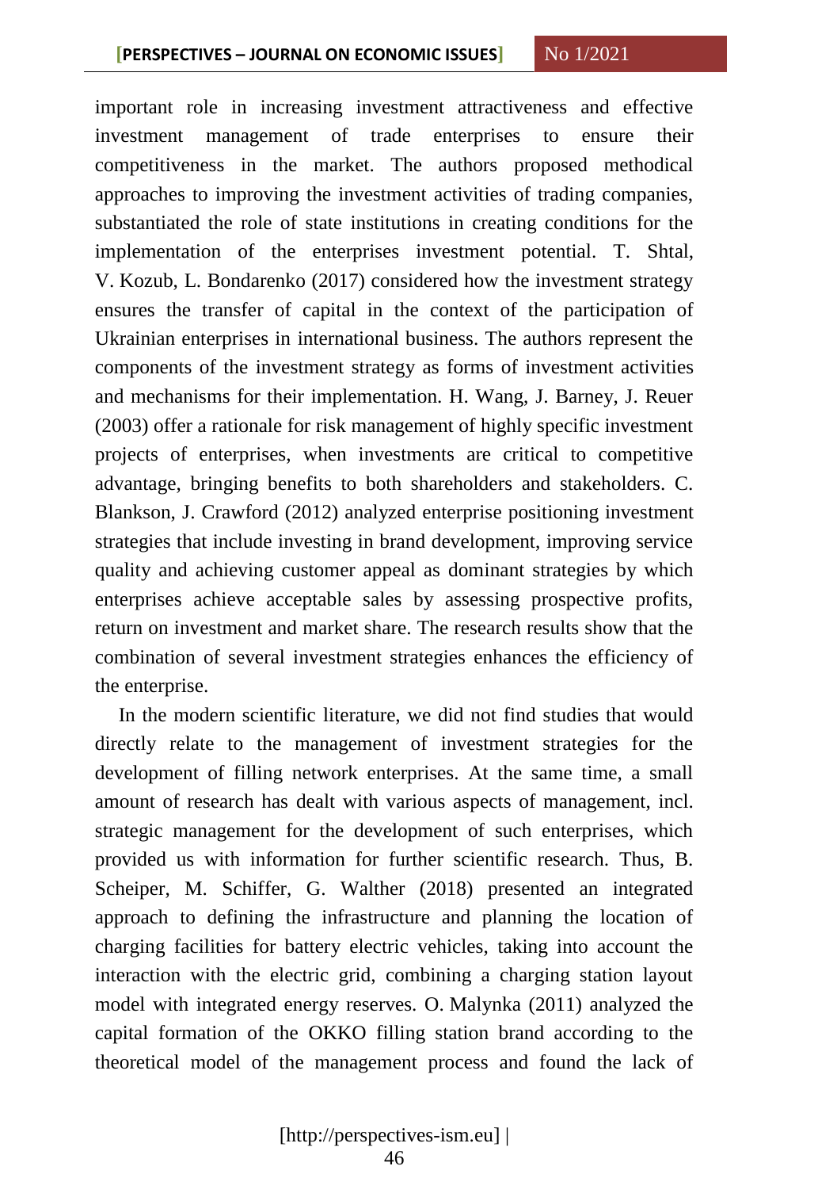important role in increasing investment attractiveness and effective investment management of trade enterprises to ensure their competitiveness in the market. The authors proposed methodical approaches to improving the investment activities of trading companies, substantiated the role of state institutions in creating conditions for the implementation of the enterprises investment potential. T. Shtal, V. Kozub, L. Bondarenko (2017) considered how the investment strategy ensures the transfer of capital in the context of the participation of Ukrainian enterprises in international business. The authors represent the components of the investment strategy as forms of investment activities and mechanisms for their implementation. H. Wang, J. Barney, J. Reuer (2003) offer a rationale for risk management of highly specific investment projects of enterprises, when investments are critical to competitive advantage, bringing benefits to both shareholders and stakeholders. C. Blankson, J. Crawford (2012) analyzed enterprise positioning investment strategies that include investing in brand development, improving service quality and achieving customer appeal as dominant strategies by which enterprises achieve acceptable sales by assessing prospective profits, return on investment and market share. The research results show that the combination of several investment strategies enhances the efficiency of the enterprise.

In the modern scientific literature, we did not find studies that would directly relate to the management of investment strategies for the development of filling network enterprises. At the same time, a small amount of research has dealt with various aspects of management, incl. strategic management for the development of such enterprises, which provided us with information for further scientific research. Thus, B. Scheiper, M. Schiffer, G. Walther (2018) presented an integrated approach to defining the infrastructure and planning the location of charging facilities for battery electric vehicles, taking into account the interaction with the electric grid, combining a charging station layout model with integrated energy reserves. O. Malynka (2011) analyzed the capital formation of the OKKO filling station brand according to the theoretical model of the management process and found the lack of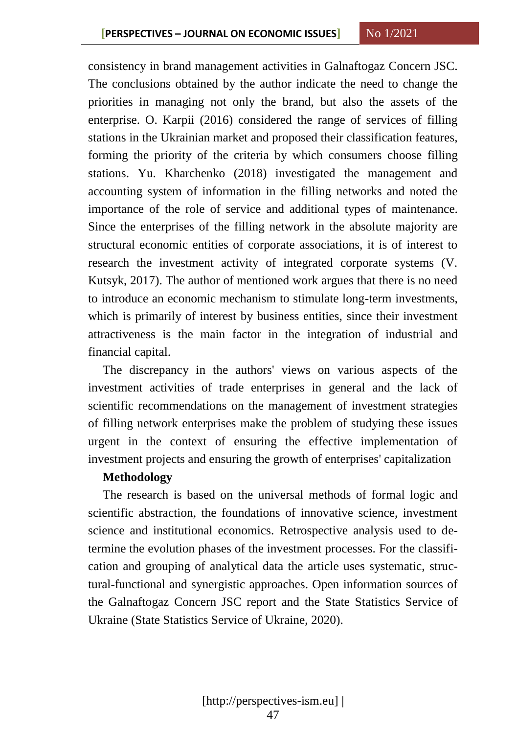consistency in brand management activities in Galnaftogaz Concern JSC. The conclusions obtained by the author indicate the need to change the priorities in managing not only the brand, but also the assets of the enterprise. O. Karpii (2016) considered the range of services of filling stations in the Ukrainian market and proposed their classification features, forming the priority of the criteria by which consumers choose filling stations. Yu. Kharchenko (2018) investigated the management and accounting system of information in the filling networks and noted the importance of the role of service and additional types of maintenance. Since the enterprises of the filling network in the absolute majority are structural economic entities of corporate associations, it is of interest to research the investment activity of integrated corporate systems (V. Kutsyk, 2017). The author of mentioned work argues that there is no need to introduce an economic mechanism to stimulate long-term investments, which is primarily of interest by business entities, since their investment attractiveness is the main factor in the integration of industrial and financial capital.

The discrepancy in the authors' views on various aspects of the investment activities of trade enterprises in general and the lack of scientific recommendations on the management of investment strategies of filling network enterprises make the problem of studying these issues urgent in the context of ensuring the effective implementation of investment projects and ensuring the growth of enterprises' capitalization

**Methodology**

The research is based on the universal methods of formal logic and scientific abstraction, the foundations of innovative science, investment science and institutional economics. Retrospective analysis used to determine the evolution phases of the investment processes. For the classification and grouping of analytical data the article uses systematic, structural-functional and synergistic approaches. Open information sources of the Galnaftogaz Concern JSC report and the State Statistics Service of Ukraine (State Statistics Service of Ukraine, 2020).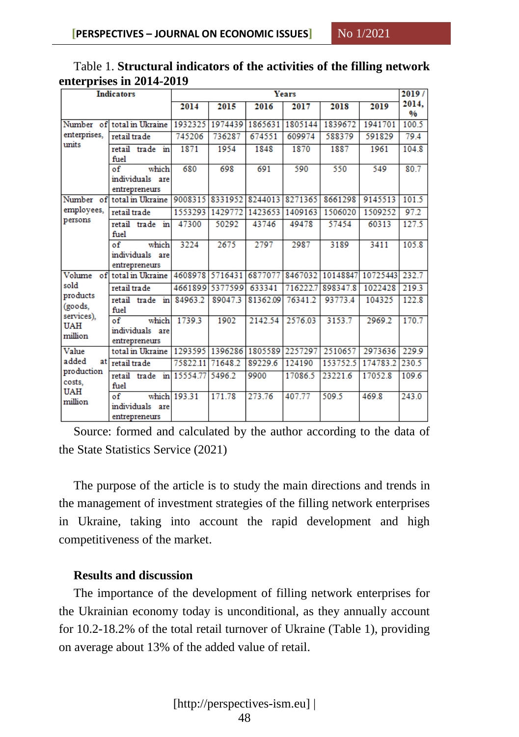Table 1. **Structural indicators of the activities of the filling network enterprises in 2014-2019**

| Indicators | | Years | | | | | | 2019 / 2014, % |
|---|---|---|---|---|---|---|---|---|
| | | 2014 | 2015 | 2016 | 2017 | 2018 | 2019 | |
| Number of enterprises, units | total in Ukraine | 1932325 | 1974439 | 1865631 | 1805144 | 1839672 | 1941701 | 100.5 |
| | retail trade | 745206 | 736287 | 674551 | 609974 | 588379 | 591829 | 79.4 |
| | retail trade in fuel | 1871 | 1954 | 1848 | 1870 | 1887 | 1961 | 104.8 |
| | of which individuals are entrepreneurs | 680 | 698 | 691 | 590 | 550 | 549 | 80.7 |
| Number of employees, persons | total in Ukraine | 9008315 | 8331952 | 8244013 | 8271365 | 8661298 | 9145513 | 101.5 |
| | retail trade | 1553293 | 1429772 | 1423653 | 1409163 | 1506020 | 1509252 | 97.2 |
| | retail trade in fuel | 47300 | 50292 | 43746 | 49478 | 57454 | 60313 | 127.5 |
| | of which individuals are entrepreneurs | 3224 | 2675 | 2797 | 2987 | 3189 | 3411 | 105.8 |
| Volume of sold products (goods, services), UAH million | total in Ukraine | 4608978 | 5716431 | 6877077 | 8467032 | 10148847 | 10725443 | 232.7 |
| | retail trade | 4661899 | 5377599 | 633341 | 716222.7 | 898347.8 | 1022428 | 219.3 |
| | retail trade in fuel | 84963.2 | 89047.3 | 81362.09 | 76341.2 | 93773.4 | 104325 | 122.8 |
| | of which individuals are entrepreneurs | 1739.3 | 1902 | 2142.54 | 2576.03 | 3153.7 | 2969.2 | 170.7 |
| Value added at production costs, UAH million | total in Ukraine | 1293595 | 1396286 | 1805589 | 2257297 | 2510657 | 2973636 | 229.9 |
| | retail trade | 75822.11 | 71648.2 | 89229.6 | 124190 | 153752.5 | 174783.2 | 230.5 |
| | retail trade in fuel | 15554.77 | 5496.2 | 9900 | 17086.5 | 23221.6 | 17052.8 | 109.6 |
| | of which individuals are entrepreneurs | 193.31 | 171.78 | 273.76 | 407.77 | 509.5 | 469.8 | 243.0 |

Source: formed and calculated by the author according to the data of the State Statistics Service (2021)

The purpose of the article is to study the main directions and trends in the management of investment strategies of the filling network enterprises in Ukraine, taking into account the rapid development and high competitiveness of the market.

**Results and discussion**

The importance of the development of filling network enterprises for the Ukrainian economy today is unconditional, as they annually account for 10.2-18.2% of the total retail turnover of Ukraine (Table 1), providing on average about 13% of the added value of retail.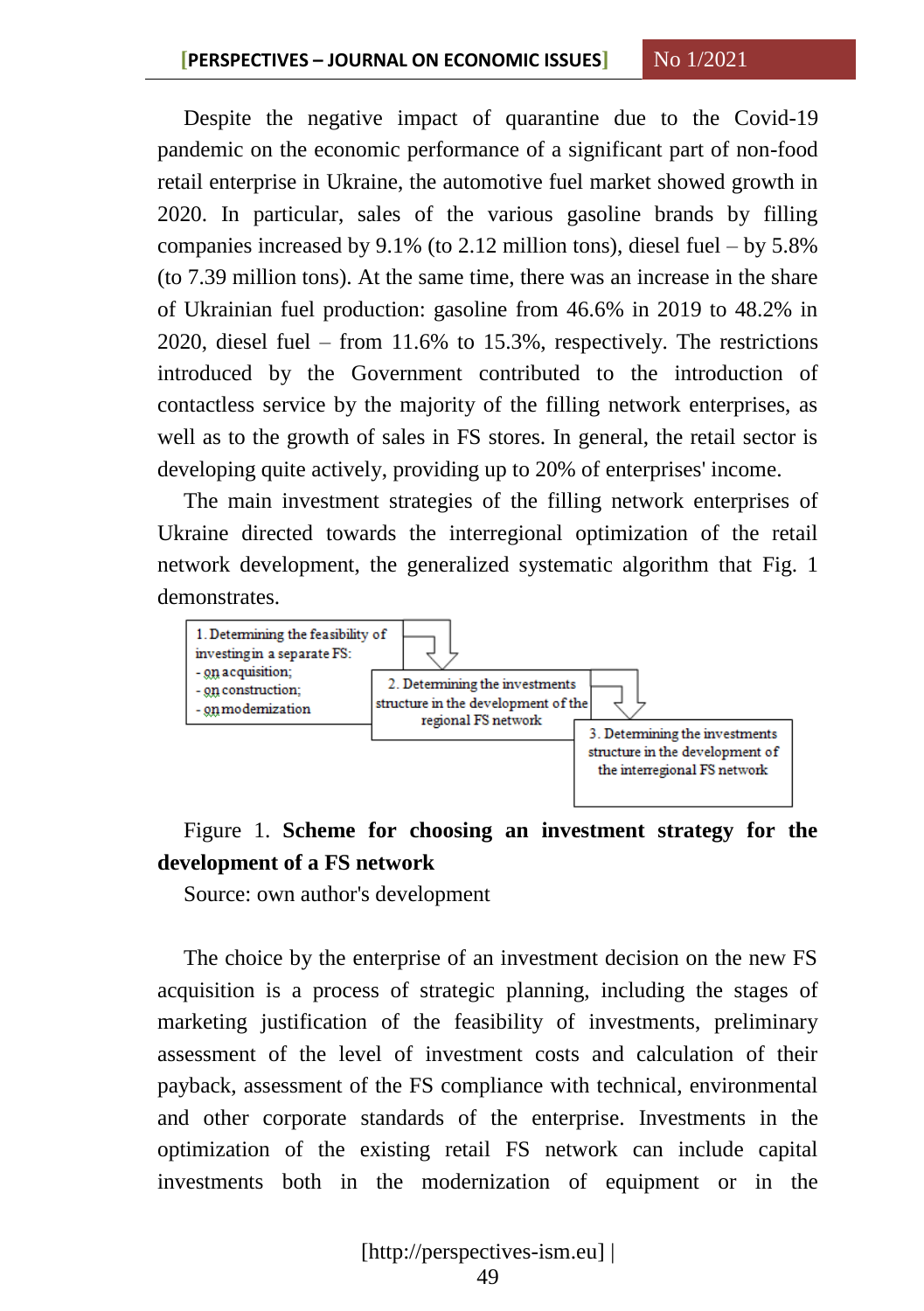Despite the negative impact of quarantine due to the Covid-19 pandemic on the economic performance of a significant part of non-food retail enterprise in Ukraine, the automotive fuel market showed growth in 2020. In particular, sales of the various gasoline brands by filling companies increased by 9.1% (to 2.12 million tons), diesel fuel – by 5.8% (to 7.39 million tons). At the same time, there was an increase in the share of Ukrainian fuel production: gasoline from 46.6% in 2019 to 48.2% in 2020, diesel fuel – from 11.6% to 15.3%, respectively. The restrictions introduced by the Government contributed to the introduction of contactless service by the majority of the filling network enterprises, as well as to the growth of sales in FS stores. In general, the retail sector is developing quite actively, providing up to 20% of enterprises' income.

The main investment strategies of the filling network enterprises of Ukraine directed towards the interregional optimization of the retail network development, the generalized systematic algorithm that Fig. 1 demonstrates.

1. Determining the feasibility of investing in a separate FS:
- on acquisition;
- on construction;
- on modernization

2. Determining the investments structure in the development of the regional FS network

3. Determining the investments structure in the development of the interregional FS network

Figure 1. **Scheme for choosing an investment strategy for the development of a FS network**

Source: own author's development

The choice by the enterprise of an investment decision on the new FS acquisition is a process of strategic planning, including the stages of marketing justification of the feasibility of investments, preliminary assessment of the level of investment costs and calculation of their payback, assessment of the FS compliance with technical, environmental and other corporate standards of the enterprise. Investments in the optimization of the existing retail FS network can include capital investments both in the modernization of equipment or in the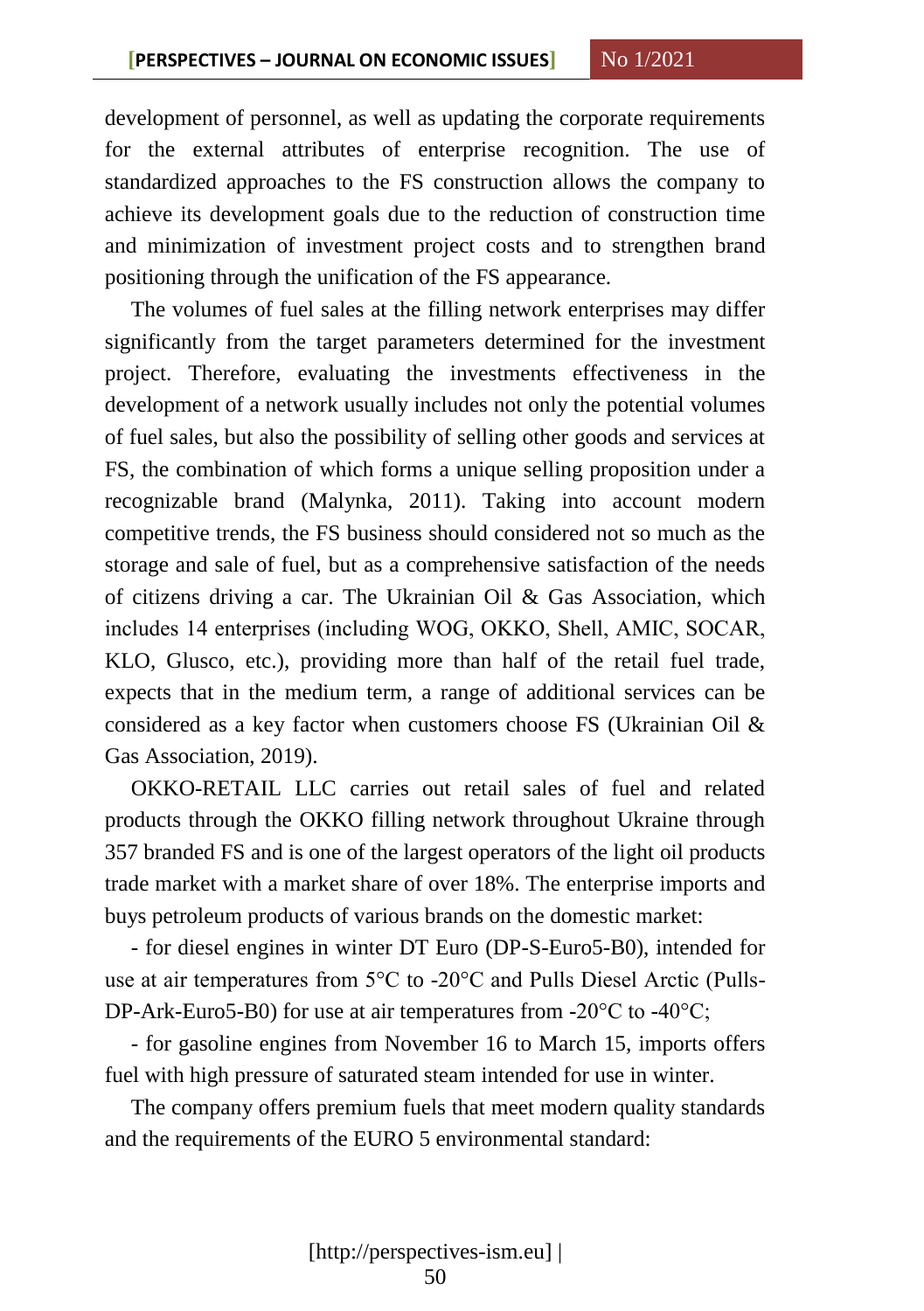development of personnel, as well as updating the corporate requirements for the external attributes of enterprise recognition. The use of standardized approaches to the FS construction allows the company to achieve its development goals due to the reduction of construction time and minimization of investment project costs and to strengthen brand positioning through the unification of the FS appearance.

The volumes of fuel sales at the filling network enterprises may differ significantly from the target parameters determined for the investment project. Therefore, evaluating the investments effectiveness in the development of a network usually includes not only the potential volumes of fuel sales, but also the possibility of selling other goods and services at FS, the combination of which forms a unique selling proposition under a recognizable brand (Malynka, 2011). Taking into account modern competitive trends, the FS business should considered not so much as the storage and sale of fuel, but as a comprehensive satisfaction of the needs of citizens driving a car. The Ukrainian Oil & Gas Association, which includes 14 enterprises (including WOG, OKKO, Shell, AMIC, SOCAR, KLO, Glusco, etc.), providing more than half of the retail fuel trade, expects that in the medium term, a range of additional services can be considered as a key factor when customers choose FS (Ukrainian Oil & Gas Association, 2019).

OKKO-RETAIL LLC carries out retail sales of fuel and related products through the OKKO filling network throughout Ukraine through 357 branded FS and is one of the largest operators of the light oil products trade market with a market share of over 18%. The enterprise imports and buys petroleum products of various brands on the domestic market:

- for diesel engines in winter DT Euro (DP-S-Euro5-B0), intended for use at air temperatures from 5°C to -20°C and Pulls Diesel Arctic (Pulls-DP-Ark-Euro5-B0) for use at air temperatures from -20°C to -40°C;

- for gasoline engines from November 16 to March 15, imports offers fuel with high pressure of saturated steam intended for use in winter.

The company offers premium fuels that meet modern quality standards and the requirements of the EURO 5 environmental standard: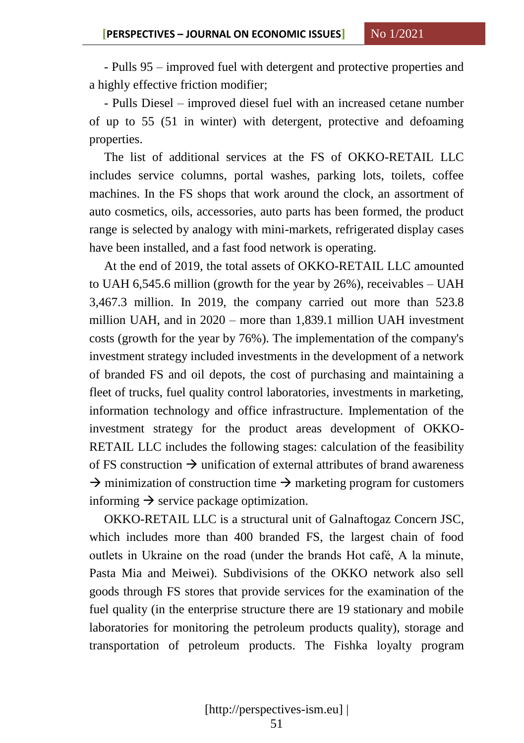- Pulls 95 – improved fuel with detergent and protective properties and a highly effective friction modifier;

- Pulls Diesel – improved diesel fuel with an increased cetane number of up to 55 (51 in winter) with detergent, protective and defoaming properties.

The list of additional services at the FS of OKKO-RETAIL LLC includes service columns, portal washes, parking lots, toilets, coffee machines. In the FS shops that work around the clock, an assortment of auto cosmetics, oils, accessories, auto parts has been formed, the product range is selected by analogy with mini-markets, refrigerated display cases have been installed, and a fast food network is operating.

At the end of 2019, the total assets of OKKO-RETAIL LLC amounted to UAH 6,545.6 million (growth for the year by 26%), receivables – UAH 3,467.3 million. In 2019, the company carried out more than 523.8 million UAH, and in 2020 – more than 1,839.1 million UAH investment costs (growth for the year by 76%). The implementation of the company's investment strategy included investments in the development of a network of branded FS and oil depots, the cost of purchasing and maintaining a fleet of trucks, fuel quality control laboratories, investments in marketing, information technology and office infrastructure. Implementation of the investment strategy for the product areas development of OKKO-RETAIL LLC includes the following stages: calculation of the feasibility of FS construction → unification of external attributes of brand awareness → minimization of construction time → marketing program for customers informing → service package optimization.

OKKO-RETAIL LLC is a structural unit of Galnaftogaz Concern JSC, which includes more than 400 branded FS, the largest chain of food outlets in Ukraine on the road (under the brands Hot café, A la minute, Pasta Mia and Meiwei). Subdivisions of the OKKO network also sell goods through FS stores that provide services for the examination of the fuel quality (in the enterprise structure there are 19 stationary and mobile laboratories for monitoring the petroleum products quality), storage and transportation of petroleum products. The Fishka loyalty program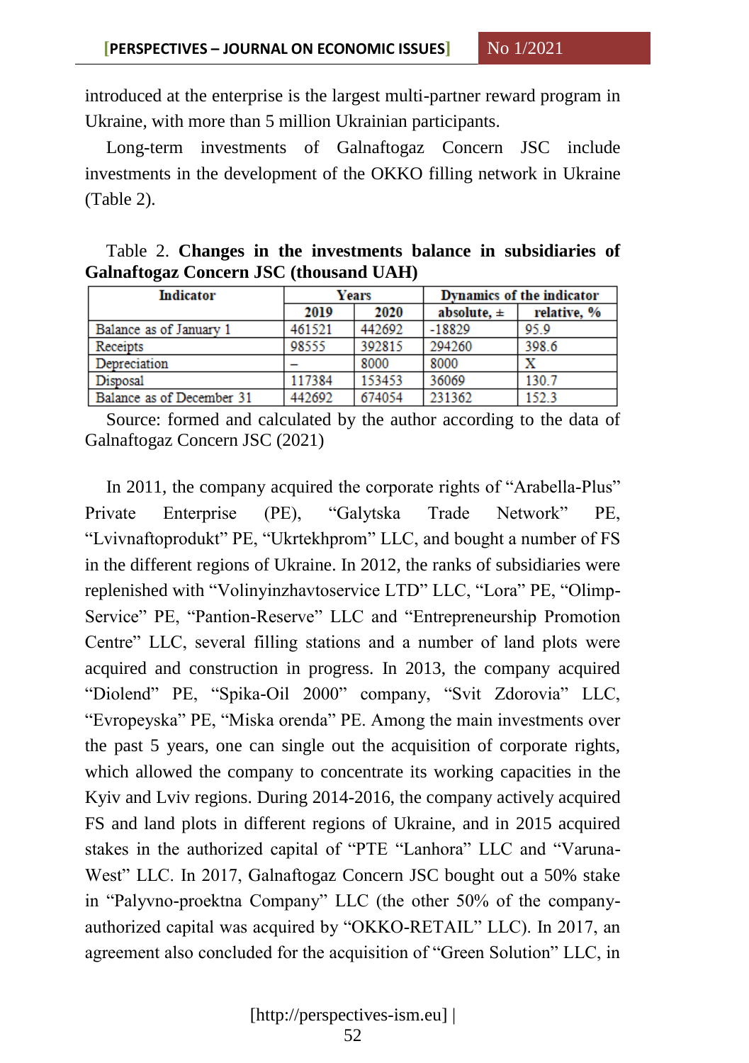introduced at the enterprise is the largest multi-partner reward program in Ukraine, with more than 5 million Ukrainian participants.

Long-term investments of Galnaftogaz Concern JSC include investments in the development of the OKKO filling network in Ukraine (Table 2).

Table 2. **Changes in the investments balance in subsidiaries of Galnaftogaz Concern JSC (thousand UAH)**

| Indicator | Years | | Dynamics of the indicator | |
|---|---|---|---|---|
| | 2019 | 2020 | absolute, ± | relative, % |
| Balance as of January 1 | 461521 | 442692 | -18829 | 95.9 |
| Receipts | 98555 | 392815 | 294260 | 398.6 |
| Depreciation | – | 8000 | 8000 | X |
| Disposal | 117384 | 153453 | 36069 | 130.7 |
| Balance as of December 31 | 442692 | 674054 | 231362 | 152.3 |

Source: formed and calculated by the author according to the data of Galnaftogaz Concern JSC (2021)

In 2011, the company acquired the corporate rights of “Arabella-Plus” Private Enterprise (PE), “Galytska Trade Network” PE, “Lvivnaftoprodukt” PE, “Ukrtekhprom” LLC, and bought a number of FS in the different regions of Ukraine. In 2012, the ranks of subsidiaries were replenished with “Volinyinzhavtoservice LTD” LLC, “Lora” PE, “Olimp-Service” PE, “Pantion-Reserve” LLC and “Entrepreneurship Promotion Centre” LLC, several filling stations and a number of land plots were acquired and construction in progress. In 2013, the company acquired “Diolend” PE, “Spika-Oil 2000” company, “Svit Zdorovia” LLC, “Evropeyska” PE, “Miska orenda” PE. Among the main investments over the past 5 years, one can single out the acquisition of corporate rights, which allowed the company to concentrate its working capacities in the Kyiv and Lviv regions. During 2014-2016, the company actively acquired FS and land plots in different regions of Ukraine, and in 2015 acquired stakes in the authorized capital of “PTE “Lanhora” LLC and “Varuna-West” LLC. In 2017, Galnaftogaz Concern JSC bought out a 50% stake in “Palyvno-proektna Company” LLC (the other 50% of the company-authorized capital was acquired by “OKKO-RETAIL” LLC). In 2017, an agreement also concluded for the acquisition of “Green Solution” LLC, in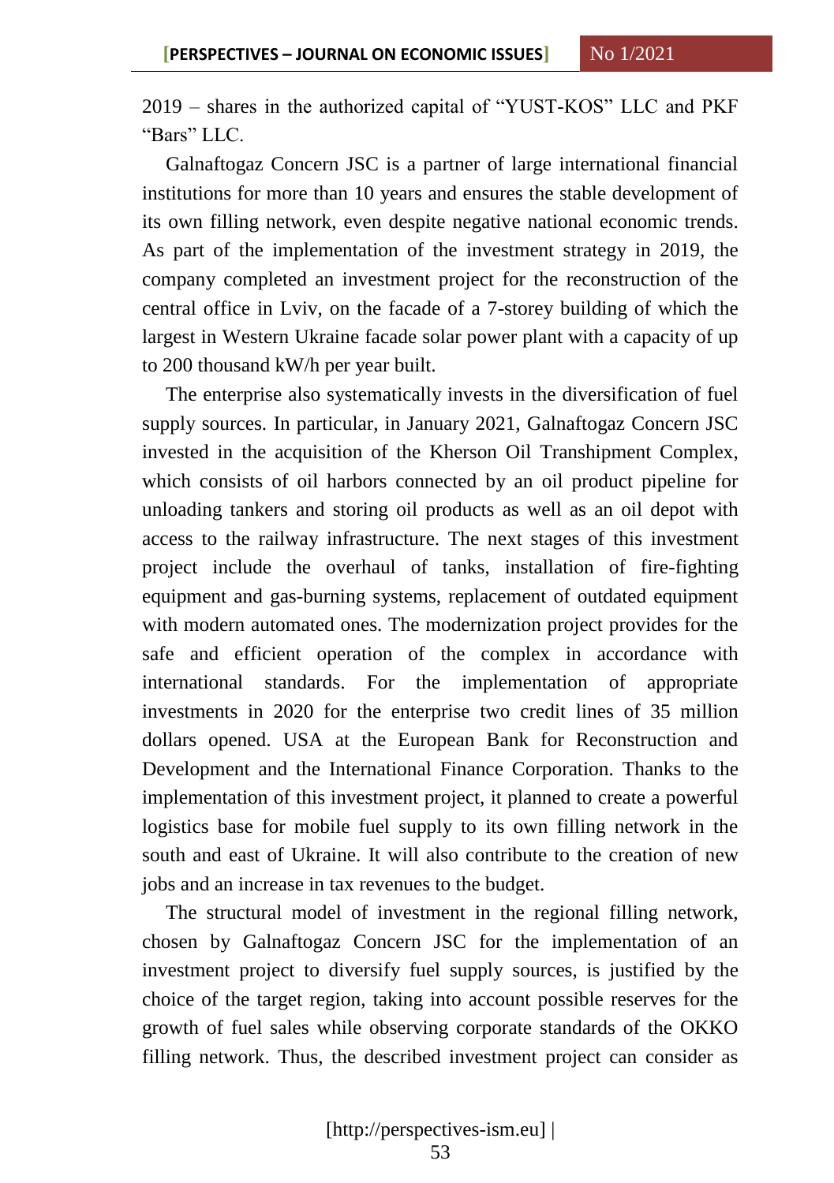2019 – shares in the authorized capital of "YUST-KOS" LLC and PKF "Bars" LLC.

Galnaftogaz Concern JSC is a partner of large international financial institutions for more than 10 years and ensures the stable development of its own filling network, even despite negative national economic trends. As part of the implementation of the investment strategy in 2019, the company completed an investment project for the reconstruction of the central office in Lviv, on the facade of a 7-storey building of which the largest in Western Ukraine facade solar power plant with a capacity of up to 200 thousand kW/h per year built.

The enterprise also systematically invests in the diversification of fuel supply sources. In particular, in January 2021, Galnaftogaz Concern JSC invested in the acquisition of the Kherson Oil Transhipment Complex, which consists of oil harbors connected by an oil product pipeline for unloading tankers and storing oil products as well as an oil depot with access to the railway infrastructure. The next stages of this investment project include the overhaul of tanks, installation of fire-fighting equipment and gas-burning systems, replacement of outdated equipment with modern automated ones. The modernization project provides for the safe and efficient operation of the complex in accordance with international standards. For the implementation of appropriate investments in 2020 for the enterprise two credit lines of 35 million dollars opened. USA at the European Bank for Reconstruction and Development and the International Finance Corporation. Thanks to the implementation of this investment project, it planned to create a powerful logistics base for mobile fuel supply to its own filling network in the south and east of Ukraine. It will also contribute to the creation of new jobs and an increase in tax revenues to the budget.

The structural model of investment in the regional filling network, chosen by Galnaftogaz Concern JSC for the implementation of an investment project to diversify fuel supply sources, is justified by the choice of the target region, taking into account possible reserves for the growth of fuel sales while observing corporate standards of the OKKO filling network. Thus, the described investment project can consider as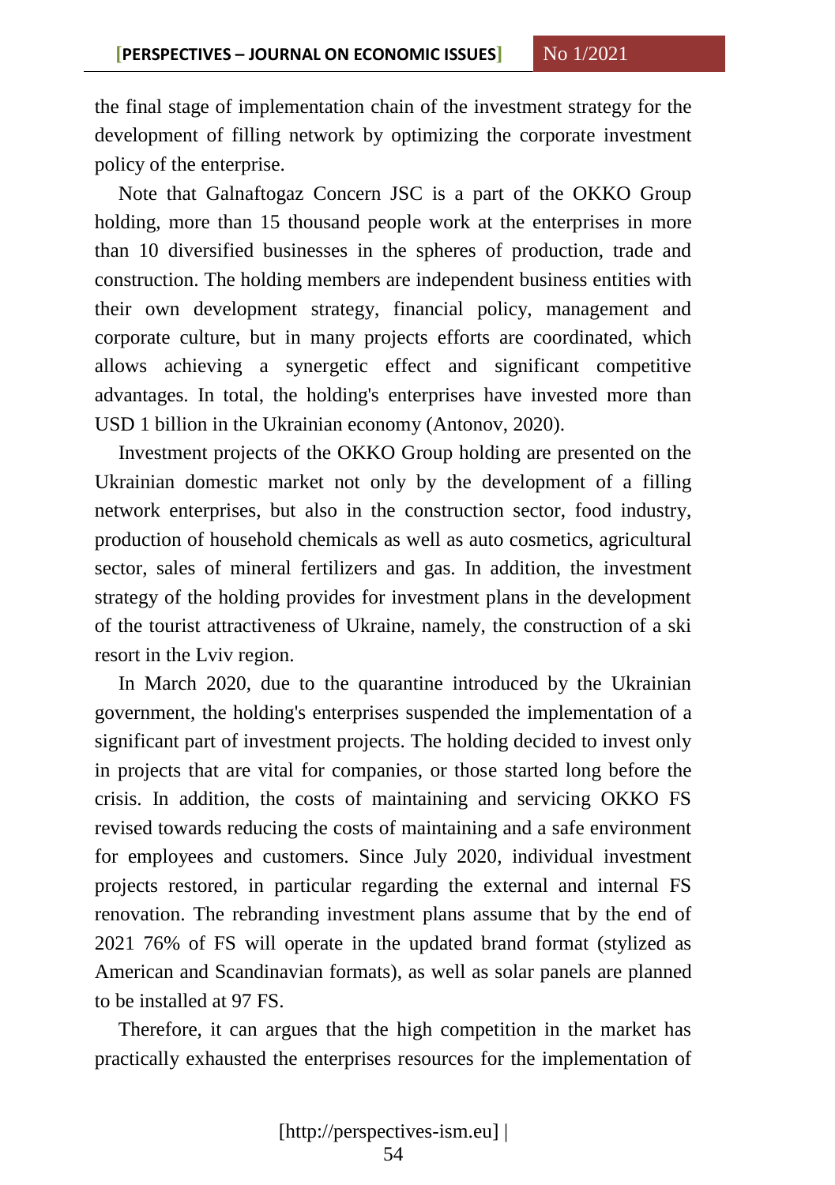the final stage of implementation chain of the investment strategy for the development of filling network by optimizing the corporate investment policy of the enterprise.

Note that Galnaftogaz Concern JSC is a part of the OKKO Group holding, more than 15 thousand people work at the enterprises in more than 10 diversified businesses in the spheres of production, trade and construction. The holding members are independent business entities with their own development strategy, financial policy, management and corporate culture, but in many projects efforts are coordinated, which allows achieving a synergetic effect and significant competitive advantages. In total, the holding's enterprises have invested more than USD 1 billion in the Ukrainian economy (Antonov, 2020).

Investment projects of the OKKO Group holding are presented on the Ukrainian domestic market not only by the development of a filling network enterprises, but also in the construction sector, food industry, production of household chemicals as well as auto cosmetics, agricultural sector, sales of mineral fertilizers and gas. In addition, the investment strategy of the holding provides for investment plans in the development of the tourist attractiveness of Ukraine, namely, the construction of a ski resort in the Lviv region.

In March 2020, due to the quarantine introduced by the Ukrainian government, the holding's enterprises suspended the implementation of a significant part of investment projects. The holding decided to invest only in projects that are vital for companies, or those started long before the crisis. In addition, the costs of maintaining and servicing OKKO FS revised towards reducing the costs of maintaining and a safe environment for employees and customers. Since July 2020, individual investment projects restored, in particular regarding the external and internal FS renovation. The rebranding investment plans assume that by the end of 2021 76% of FS will operate in the updated brand format (stylized as American and Scandinavian formats), as well as solar panels are planned to be installed at 97 FS.

Therefore, it can argues that the high competition in the market has practically exhausted the enterprises resources for the implementation of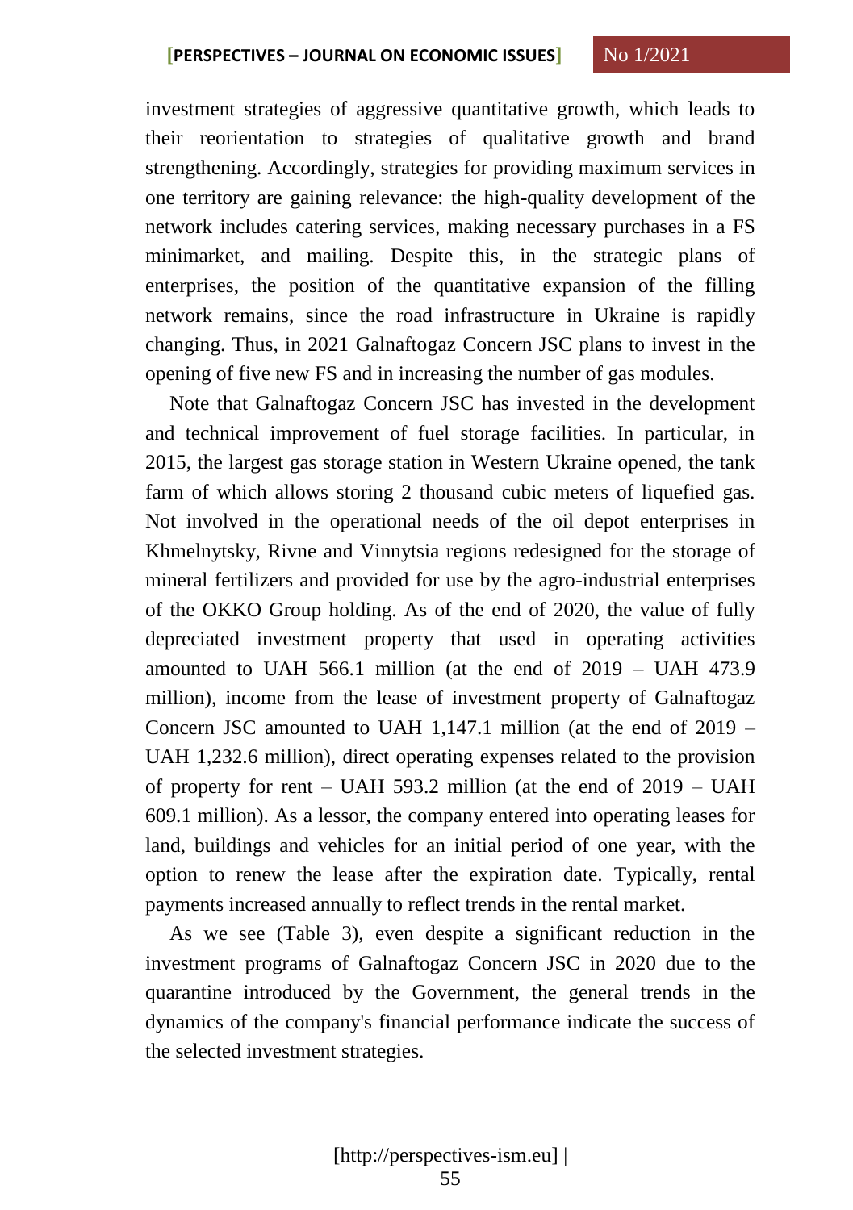investment strategies of aggressive quantitative growth, which leads to their reorientation to strategies of qualitative growth and brand strengthening. Accordingly, strategies for providing maximum services in one territory are gaining relevance: the high-quality development of the network includes catering services, making necessary purchases in a FS minimarket, and mailing. Despite this, in the strategic plans of enterprises, the position of the quantitative expansion of the filling network remains, since the road infrastructure in Ukraine is rapidly changing. Thus, in 2021 Galnaftogaz Concern JSC plans to invest in the opening of five new FS and in increasing the number of gas modules.

Note that Galnaftogaz Concern JSC has invested in the development and technical improvement of fuel storage facilities. In particular, in 2015, the largest gas storage station in Western Ukraine opened, the tank farm of which allows storing 2 thousand cubic meters of liquefied gas. Not involved in the operational needs of the oil depot enterprises in Khmelnytsky, Rivne and Vinnytsia regions redesigned for the storage of mineral fertilizers and provided for use by the agro-industrial enterprises of the OKKO Group holding. As of the end of 2020, the value of fully depreciated investment property that used in operating activities amounted to UAH 566.1 million (at the end of 2019 – UAH 473.9 million), income from the lease of investment property of Galnaftogaz Concern JSC amounted to UAH 1,147.1 million (at the end of 2019 – UAH 1,232.6 million), direct operating expenses related to the provision of property for rent – UAH 593.2 million (at the end of 2019 – UAH 609.1 million). As a lessor, the company entered into operating leases for land, buildings and vehicles for an initial period of one year, with the option to renew the lease after the expiration date. Typically, rental payments increased annually to reflect trends in the rental market.

As we see (Table 3), even despite a significant reduction in the investment programs of Galnaftogaz Concern JSC in 2020 due to the quarantine introduced by the Government, the general trends in the dynamics of the company's financial performance indicate the success of the selected investment strategies.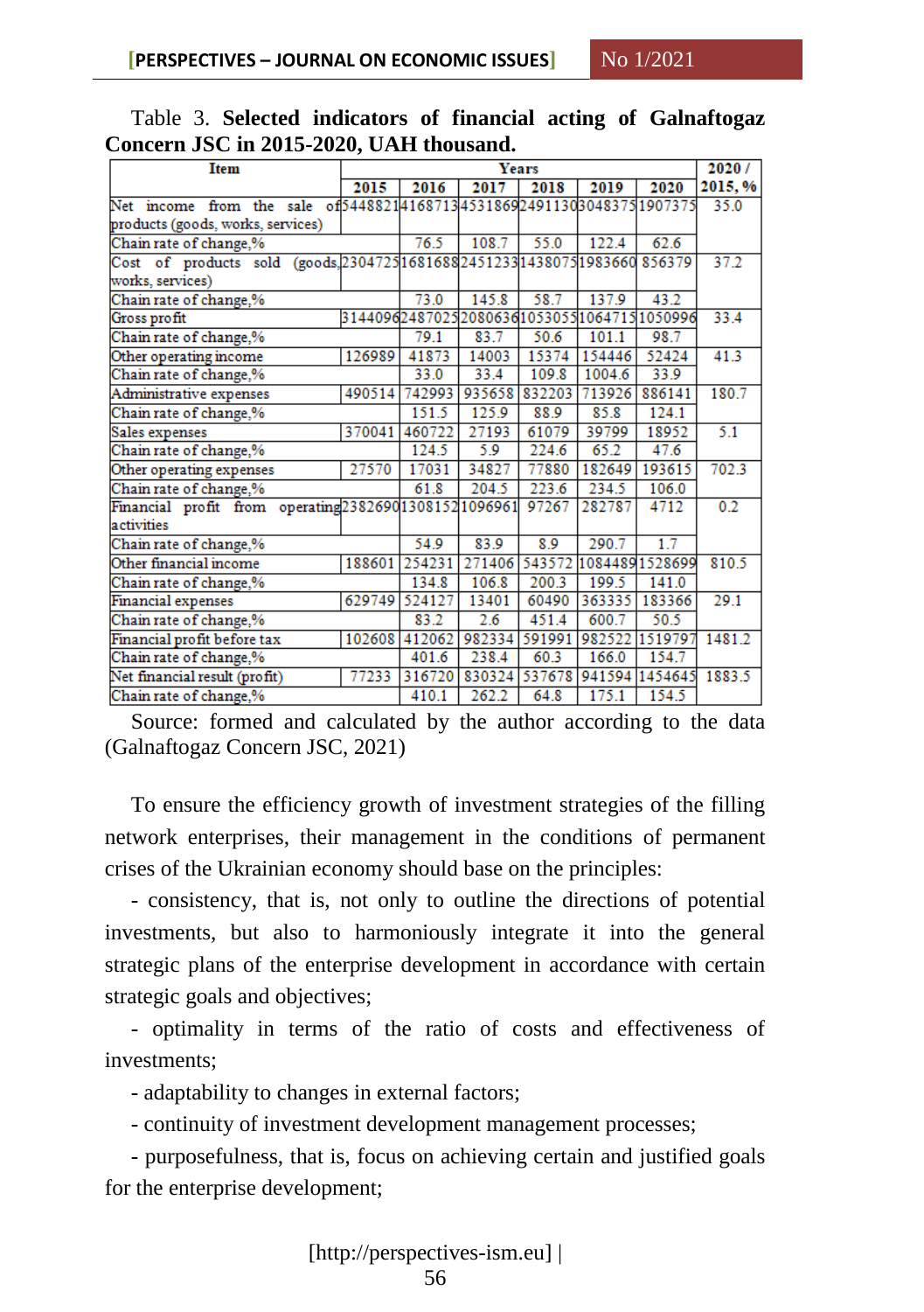Table 3. **Selected indicators of financial acting of Galnaftogaz Concern JSC in 2015-2020, UAH thousand.**

| Item | Years | | | | | | 2020 / 2015, % |
|---|---|---|---|---|---|---|---|
| | 2015 | 2016 | 2017 | 2018 | 2019 | 2020 | |
| Net income from the sale of products (goods, works, services) | 5448821 | 4168713 | 4531869 | 2491130 | 3048375 | 1907375 | 35.0 |
| Chain rate of change,% | | 76.5 | 108.7 | 55.0 | 122.4 | 62.6 | |
| Cost of products sold (goods, works, services) | 2304725 | 1681688 | 2451233 | 1438075 | 1983660 | 856379 | 37.2 |
| Chain rate of change,% | | 73.0 | 145.8 | 58.7 | 137.9 | 43.2 | |
| Gross profit | 3144096 | 2487025 | 2080636 | 1053055 | 1064715 | 1050996 | 33.4 |
| Chain rate of change,% | | 79.1 | 83.7 | 50.6 | 101.1 | 98.7 | |
| Other operating income | 126989 | 41873 | 14003 | 15374 | 154446 | 52424 | 41.3 |
| Chain rate of change,% | | 33.0 | 33.4 | 109.8 | 1004.6 | 33.9 | |
| Administrative expenses | 490514 | 742993 | 935658 | 832203 | 713926 | 886141 | 180.7 |
| Chain rate of change,% | | 151.5 | 125.9 | 88.9 | 85.8 | 124.1 | |
| Sales expenses | 370041 | 460722 | 27193 | 61079 | 39799 | 18952 | 5.1 |
| Chain rate of change,% | | 124.5 | 5.9 | 224.6 | 65.2 | 47.6 | |
| Other operating expenses | 27570 | 17031 | 34827 | 77880 | 182649 | 193615 | 702.3 |
| Chain rate of change,% | | 61.8 | 204.5 | 223.6 | 234.5 | 106.0 | |
| Financial profit from operating activities | 2382690 | 1308152 | 1096961 | 97267 | 282787 | 4712 | 0.2 |
| Chain rate of change,% | | 54.9 | 83.9 | 8.9 | 290.7 | 1.7 | |
| Other financial income | 188601 | 254231 | 271406 | 543572 | 1084489 | 1528699 | 810.5 |
| Chain rate of change,% | | 134.8 | 106.8 | 200.3 | 199.5 | 141.0 | |
| Financial expenses | 629749 | 524127 | 13401 | 60490 | 363335 | 183366 | 29.1 |
| Chain rate of change,% | | 83.2 | 2.6 | 451.4 | 600.7 | 50.5 | |
| Financial profit before tax | 102608 | 412062 | 982334 | 591991 | 982522 | 1519797 | 1481.2 |
| Chain rate of change,% | | 401.6 | 238.4 | 60.3 | 166.0 | 154.7 | |
| Net financial result (profit) | 77233 | 316720 | 830324 | 537678 | 941594 | 1454645 | 1883.5 |
| Chain rate of change,% | | 410.1 | 262.2 | 64.8 | 175.1 | 154.5 | |

Source: formed and calculated by the author according to the data (Galnaftogaz Concern JSC, 2021)

To ensure the efficiency growth of investment strategies of the filling network enterprises, their management in the conditions of permanent crises of the Ukrainian economy should base on the principles:

- consistency, that is, not only to outline the directions of potential investments, but also to harmoniously integrate it into the general strategic plans of the enterprise development in accordance with certain strategic goals and objectives;
- optimality in terms of the ratio of costs and effectiveness of investments;
- adaptability to changes in external factors;
- continuity of investment development management processes;
- purposefulness, that is, focus on achieving certain and justified goals for the enterprise development;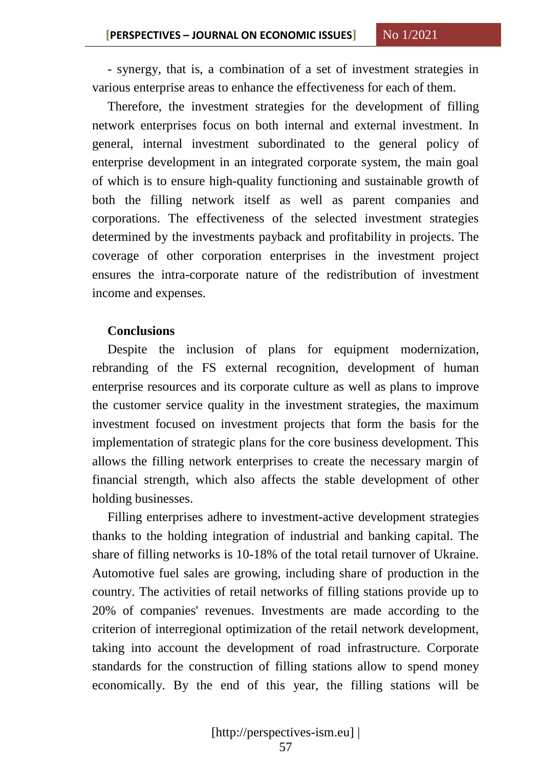- synergy, that is, a combination of a set of investment strategies in various enterprise areas to enhance the effectiveness for each of them.

Therefore, the investment strategies for the development of filling network enterprises focus on both internal and external investment. In general, internal investment subordinated to the general policy of enterprise development in an integrated corporate system, the main goal of which is to ensure high-quality functioning and sustainable growth of both the filling network itself as well as parent companies and corporations. The effectiveness of the selected investment strategies determined by the investments payback and profitability in projects. The coverage of other corporation enterprises in the investment project ensures the intra-corporate nature of the redistribution of investment income and expenses.

**Conclusions**

Despite the inclusion of plans for equipment modernization, rebranding of the FS external recognition, development of human enterprise resources and its corporate culture as well as plans to improve the customer service quality in the investment strategies, the maximum investment focused on investment projects that form the basis for the implementation of strategic plans for the core business development. This allows the filling network enterprises to create the necessary margin of financial strength, which also affects the stable development of other holding businesses.

Filling enterprises adhere to investment-active development strategies thanks to the holding integration of industrial and banking capital. The share of filling networks is 10-18% of the total retail turnover of Ukraine. Automotive fuel sales are growing, including share of production in the country. The activities of retail networks of filling stations provide up to 20% of companies' revenues. Investments are made according to the criterion of interregional optimization of the retail network development, taking into account the development of road infrastructure. Corporate standards for the construction of filling stations allow to spend money economically. By the end of this year, the filling stations will be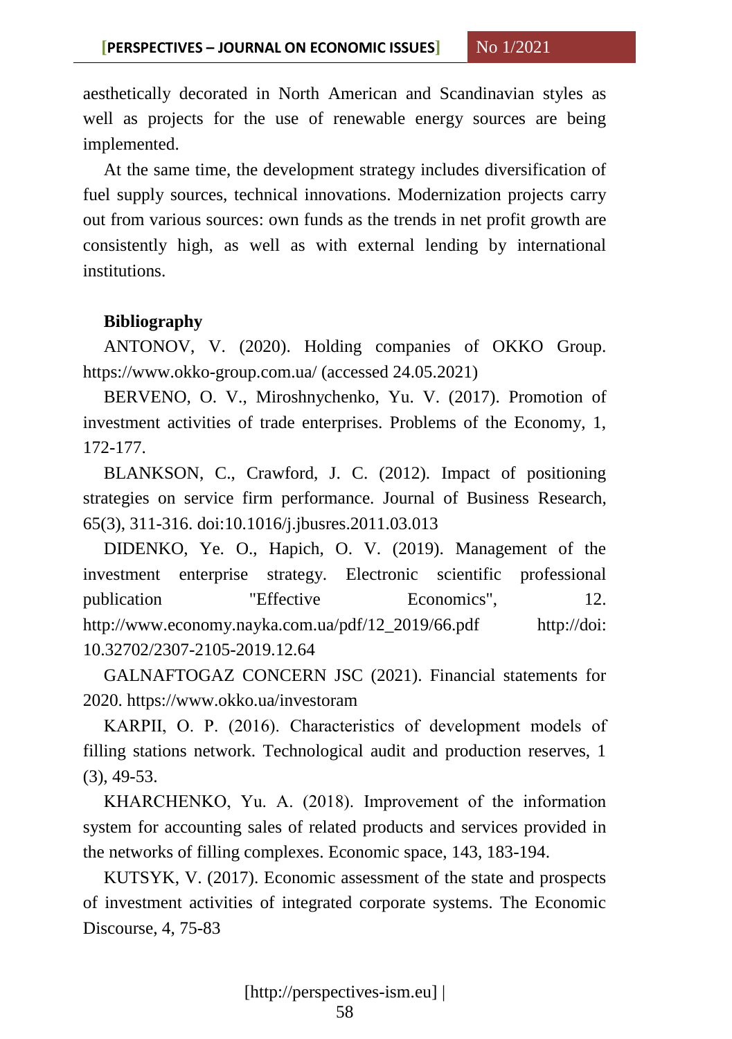aesthetically decorated in North American and Scandinavian styles as well as projects for the use of renewable energy sources are being implemented.

At the same time, the development strategy includes diversification of fuel supply sources, technical innovations. Modernization projects carry out from various sources: own funds as the trends in net profit growth are consistently high, as well as with external lending by international institutions.

**Bibliography**

ANTONOV, V. (2020). Holding companies of OKKO Group. https://www.okko-group.com.ua/ (accessed 24.05.2021)

BERVENO, O. V., Miroshnychenko, Yu. V. (2017). Promotion of investment activities of trade enterprises. Problems of the Economy, 1, 172-177.

BLANKSON, C., Crawford, J. C. (2012). Impact of positioning strategies on service firm performance. Journal of Business Research, 65(3), 311-316. doi:10.1016/j.jbusres.2011.03.013

DIDENKO, Ye. O., Hapich, O. V. (2019). Management of the investment enterprise strategy. Electronic scientific professional publication "Effective Economics", 12. http://www.economy.nayka.com.ua/pdf/12_2019/66.pdf http://doi: 10.32702/2307-2105-2019.12.64

GALNAFTOGAZ CONCERN JSC (2021). Financial statements for 2020. https://www.okko.ua/investoram

KARPII, O. P. (2016). Characteristics of development models of filling stations network. Technological audit and production reserves, 1 (3), 49-53.

KHARCHENKO, Yu. A. (2018). Improvement of the information system for accounting sales of related products and services provided in the networks of filling complexes. Economic space, 143, 183-194.

KUTSYK, V. (2017). Economic assessment of the state and prospects of investment activities of integrated corporate systems. The Economic Discourse, 4, 75-83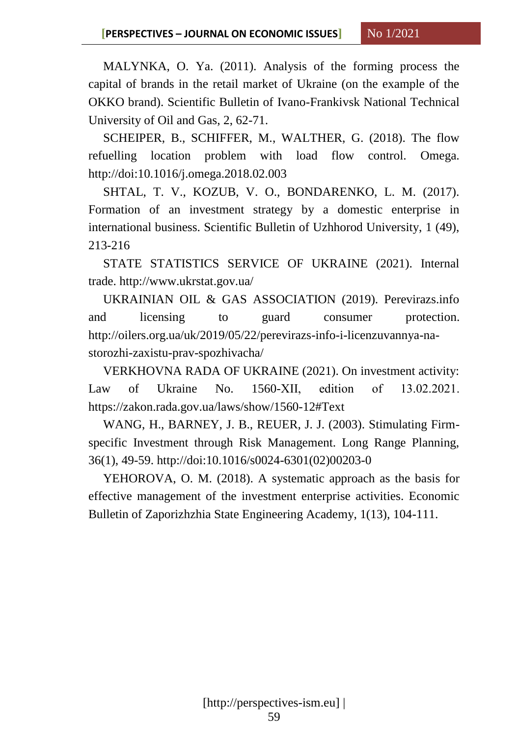MALYNKA, O. Ya. (2011). Analysis of the forming process the capital of brands in the retail market of Ukraine (on the example of the OKKO brand). Scientific Bulletin of Ivano-Frankivsk National Technical University of Oil and Gas, 2, 62-71.

SCHEIPER, B., SCHIFFER, M., WALTHER, G. (2018). The flow refuelling location problem with load flow control. Omega. http://doi:10.1016/j.omega.2018.02.003

SHTAL, T. V., KOZUB, V. O., BONDARENKO, L. M. (2017). Formation of an investment strategy by a domestic enterprise in international business. Scientific Bulletin of Uzhhorod University, 1 (49), 213-216

STATE STATISTICS SERVICE OF UKRAINE (2021). Internal trade. http://www.ukrstat.gov.ua/

UKRAINIAN OIL & GAS ASSOCIATION (2019). Perevirazs.info and licensing to guard consumer protection. http://oilers.org.ua/uk/2019/05/22/perevirazs-info-i-licenzuvannya-na-storozhi-zaxistu-prav-spozhivacha/

VERKHOVNA RADA OF UKRAINE (2021). On investment activity: Law of Ukraine No. 1560-XII, edition of 13.02.2021. https://zakon.rada.gov.ua/laws/show/1560-12#Text

WANG, H., BARNEY, J. B., REUER, J. J. (2003). Stimulating Firm-specific Investment through Risk Management. Long Range Planning, 36(1), 49-59. http://doi:10.1016/s0024-6301(02)00203-0

YEHOROVA, O. M. (2018). A systematic approach as the basis for effective management of the investment enterprise activities. Economic Bulletin of Zaporizhzhia State Engineering Academy, 1(13), 104-111.